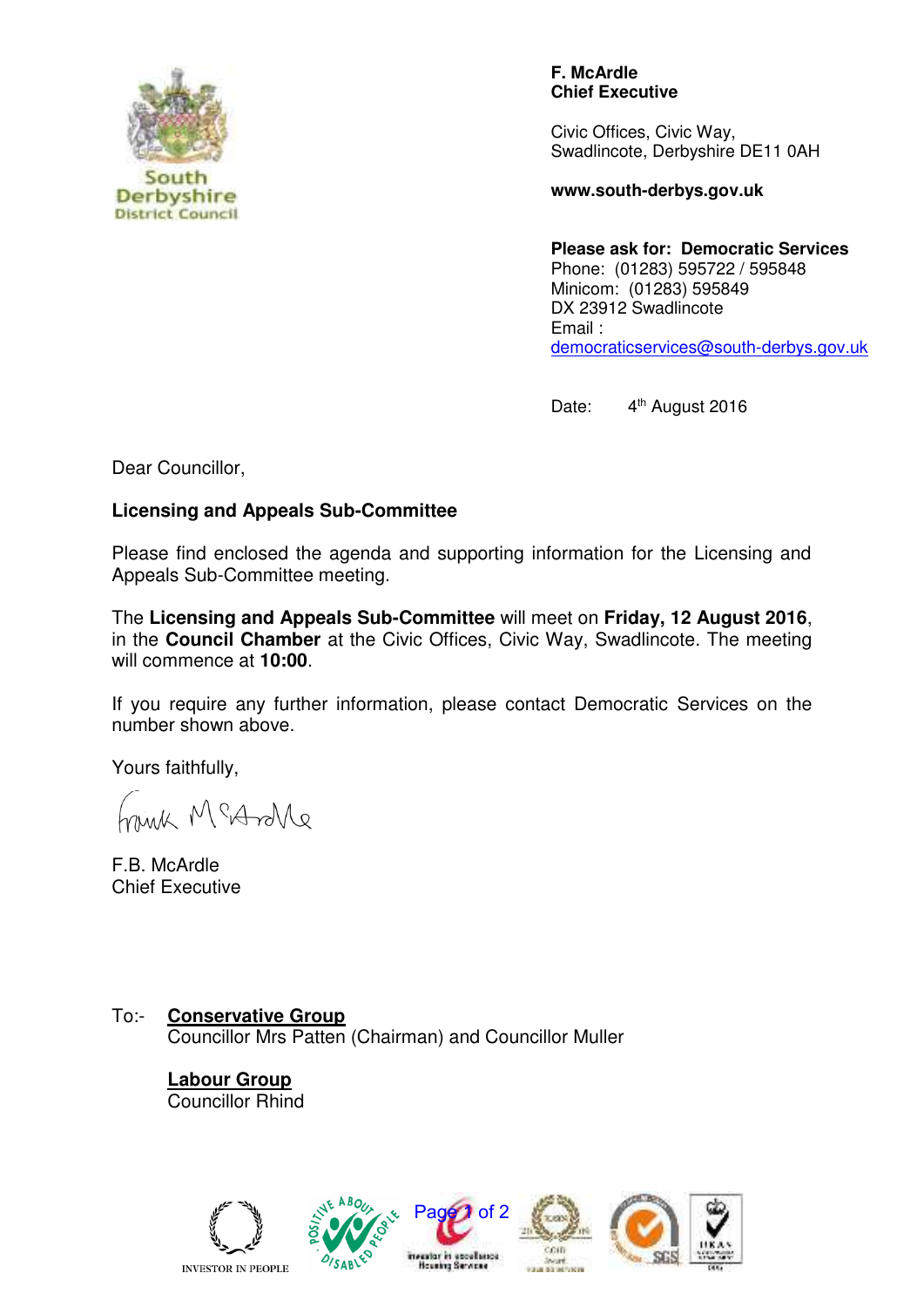South Derbyshire District Council

**F. McArdle**
**Chief Executive**

Civic Offices, Civic Way,
Swadlincote, Derbyshire DE11 0AH

**www.south-derbys.gov.uk**

**Please ask for: Democratic Services**
Phone: (01283) 595722 / 595848
Minicom: (01283) 595849
DX 23912 Swadlincote
Email :
democraticservices@south-derbys.gov.uk

Date: 4th August 2016

Dear Councillor,

**Licensing and Appeals Sub-Committee**

Please find enclosed the agenda and supporting information for the Licensing and Appeals Sub-Committee meeting.

The **Licensing and Appeals Sub-Committee** will meet on **Friday, 12 August 2016**, in the **Council Chamber** at the Civic Offices, Civic Way, Swadlincote. The meeting will commence at **10:00**.

If you require any further information, please contact Democratic Services on the number shown above.

Yours faithfully,

F.B. McArdle
Chief Executive

To:- **Conservative Group**
Councillor Mrs Patten (Chairman) and Councillor Muller

**Labour Group**
Councillor Rhind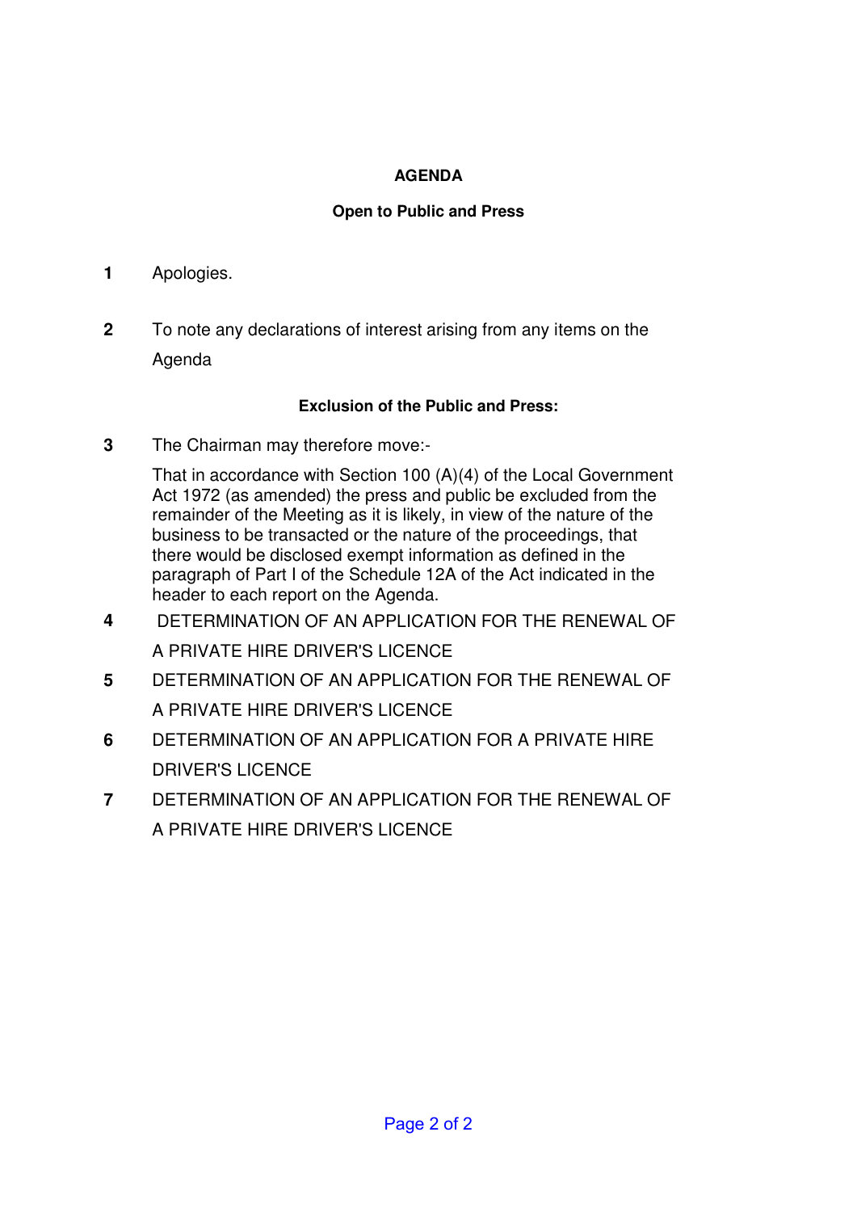**AGENDA**

**Open to Public and Press**

1. Apologies.

2. To note any declarations of interest arising from any items on the Agenda

**Exclusion of the Public and Press:**

3. The Chairman may therefore move:-

   That in accordance with Section 100 (A)(4) of the Local Government Act 1972 (as amended) the press and public be excluded from the remainder of the Meeting as it is likely, in view of the nature of the business to be transacted or the nature of the proceedings, that there would be disclosed exempt information as defined in the paragraph of Part I of the Schedule 12A of the Act indicated in the header to each report on the Agenda.

4. DETERMINATION OF AN APPLICATION FOR THE RENEWAL OF A PRIVATE HIRE DRIVER'S LICENCE

5. DETERMINATION OF AN APPLICATION FOR THE RENEWAL OF A PRIVATE HIRE DRIVER'S LICENCE

6. DETERMINATION OF AN APPLICATION FOR A PRIVATE HIRE DRIVER'S LICENCE

7. DETERMINATION OF AN APPLICATION FOR THE RENEWAL OF A PRIVATE HIRE DRIVER'S LICENCE